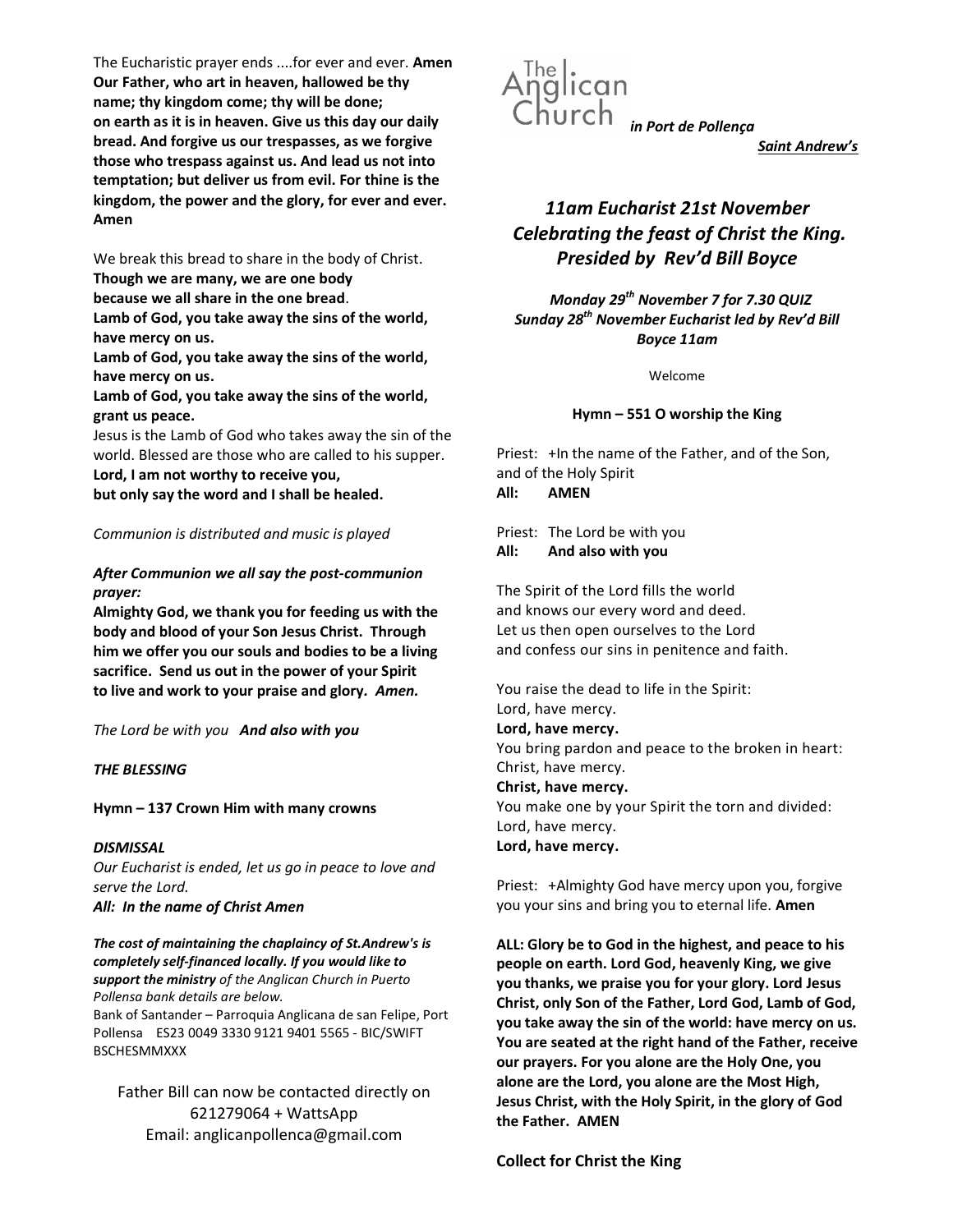The Eucharistic prayer ends ....for ever and ever. **Amen**
**Our Father, who art in heaven, hallowed be thy name; thy kingdom come; thy will be done; on earth as it is in heaven. Give us this day our daily bread. And forgive us our trespasses, as we forgive those who trespass against us. And lead us not into temptation; but deliver us from evil. For thine is the kingdom, the power and the glory, for ever and ever. Amen**

We break this bread to share in the body of Christ.
**Though we are many, we are one body**
**because we all share in the one bread**.
**Lamb of God, you take away the sins of the world, have mercy on us.**
**Lamb of God, you take away the sins of the world, have mercy on us.**
**Lamb of God, you take away the sins of the world, grant us peace.**
Jesus is the Lamb of God who takes away the sin of the world. Blessed are those who are called to his supper.
**Lord, I am not worthy to receive you,**
**but only say the word and I shall be healed.**

*Communion is distributed and music is played*

***After Communion we all say the post-communion prayer:***
**Almighty God, we thank you for feeding us with the body and blood of your Son Jesus Christ. Through him we offer you our souls and bodies to be a living sacrifice. Send us out in the power of your Spirit to live and work to your praise and glory.** ***Amen.***

*The Lord be with you* ***And also with you***

***THE BLESSING***

**Hymn – 137 Crown Him with many crowns**

***DISMISSAL***
*Our Eucharist is ended, let us go in peace to love and serve the Lord.*
***All: In the name of Christ Amen***

***The cost of maintaining the chaplaincy of St.Andrew's is completely self-financed locally. If you would like to support the ministry*** *of the Anglican Church in Puerto Pollensa bank details are below.*
Bank of Santander – Parroquia Anglicana de san Felipe, Port Pollensa ES23 0049 3330 9121 9401 5565 - BIC/SWIFT BSCHESMMXXX

Father Bill can now be contacted directly on 621279064 + WattsApp
Email: anglicanpollenca@gmail.com

The Anglican Church *in Port de Pollença*

***Saint Andrew's***

## *11am Eucharist 21st November Celebrating the feast of Christ the King. Presided by Rev'd Bill Boyce*

***Monday 29th November 7 for 7.30 QUIZ***
***Sunday 28th November Eucharist led by Rev'd Bill Boyce 11am***

Welcome

**Hymn – 551 O worship the King**

Priest: +In the name of the Father, and of the Son, and of the Holy Spirit
**All: AMEN**

Priest: The Lord be with you
**All: And also with you**

The Spirit of the Lord fills the world
and knows our every word and deed.
Let us then open ourselves to the Lord
and confess our sins in penitence and faith.

You raise the dead to life in the Spirit:
Lord, have mercy.
**Lord, have mercy.**
You bring pardon and peace to the broken in heart:
Christ, have mercy.
**Christ, have mercy.**
You make one by your Spirit the torn and divided:
Lord, have mercy.
**Lord, have mercy.**

Priest: +Almighty God have mercy upon you, forgive you your sins and bring you to eternal life. **Amen**

**ALL: Glory be to God in the highest, and peace to his people on earth. Lord God, heavenly King, we give you thanks, we praise you for your glory. Lord Jesus Christ, only Son of the Father, Lord God, Lamb of God, you take away the sin of the world: have mercy on us. You are seated at the right hand of the Father, receive our prayers. For you alone are the Holy One, you alone are the Lord, you alone are the Most High, Jesus Christ, with the Holy Spirit, in the glory of God the Father. AMEN**

**Collect for Christ the King**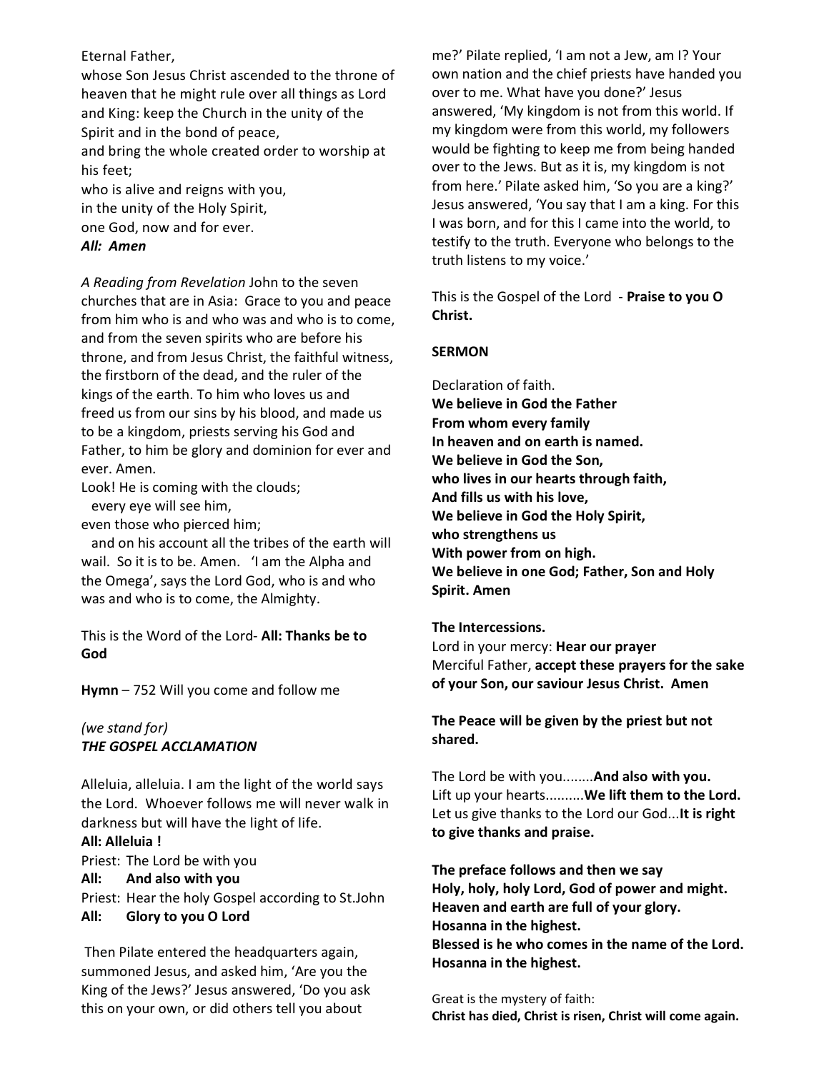Eternal Father,
whose Son Jesus Christ ascended to the throne of heaven that he might rule over all things as Lord and King: keep the Church in the unity of the Spirit and in the bond of peace,
and bring the whole created order to worship at his feet;
who is alive and reigns with you,
in the unity of the Holy Spirit,
one God, now and for ever.
***All: Amen***

*A Reading from Revelation* John to the seven churches that are in Asia: Grace to you and peace from him who is and who was and who is to come, and from the seven spirits who are before his throne, and from Jesus Christ, the faithful witness, the firstborn of the dead, and the ruler of the kings of the earth. To him who loves us and freed us from our sins by his blood, and made us to be a kingdom, priests serving his God and Father, to him be glory and dominion for ever and ever. Amen.
Look! He is coming with the clouds;
every eye will see him,
even those who pierced him;
and on his account all the tribes of the earth will wail. So it is to be. Amen. 'I am the Alpha and the Omega', says the Lord God, who is and who was and who is to come, the Almighty.

This is the Word of the Lord- **All: Thanks be to God**

**Hymn** – 752 Will you come and follow me

*(we stand for)*
***THE GOSPEL ACCLAMATION***

Alleluia, alleluia. I am the light of the world says the Lord. Whoever follows me will never walk in darkness but will have the light of life.
**All: Alleluia !**
Priest: The Lord be with you
**All: And also with you**
Priest: Hear the holy Gospel according to St.John
**All: Glory to you O Lord**

Then Pilate entered the headquarters again, summoned Jesus, and asked him, 'Are you the King of the Jews?' Jesus answered, 'Do you ask this on your own, or did others tell you about me?' Pilate replied, 'I am not a Jew, am I? Your own nation and the chief priests have handed you over to me. What have you done?' Jesus answered, 'My kingdom is not from this world. If my kingdom were from this world, my followers would be fighting to keep me from being handed over to the Jews. But as it is, my kingdom is not from here.' Pilate asked him, 'So you are a king?' Jesus answered, 'You say that I am a king. For this I was born, and for this I came into the world, to testify to the truth. Everyone who belongs to the truth listens to my voice.'

This is the Gospel of the Lord - **Praise to you O Christ.**

**SERMON**

Declaration of faith.
**We believe in God the Father**
**From whom every family**
**In heaven and on earth is named.**
**We believe in God the Son,**
**who lives in our hearts through faith,**
**And fills us with his love,**
**We believe in God the Holy Spirit,**
**who strengthens us**
**With power from on high.**
**We believe in one God; Father, Son and Holy Spirit. Amen**

**The Intercessions.**
Lord in your mercy: **Hear our prayer**
Merciful Father, **accept these prayers for the sake of your Son, our saviour Jesus Christ. Amen**

**The Peace will be given by the priest but not shared.**

The Lord be with you........**And also with you.**
Lift up your hearts..........**We lift them to the Lord.**
Let us give thanks to the Lord our God...**It is right to give thanks and praise.**

**The preface follows and then we say**
**Holy, holy, holy Lord, God of power and might.**
**Heaven and earth are full of your glory.**
**Hosanna in the highest.**
**Blessed is he who comes in the name of the Lord.**
**Hosanna in the highest.**

Great is the mystery of faith:
**Christ has died, Christ is risen, Christ will come again.**